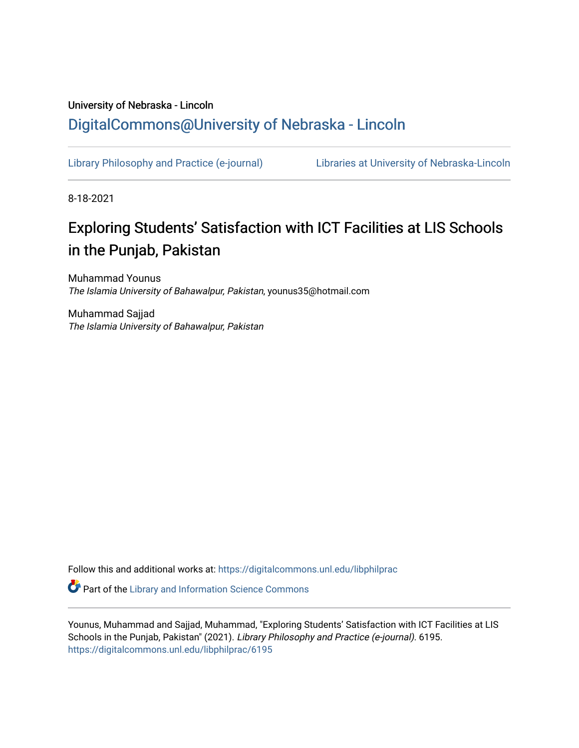University of Nebraska - Lincoln

## DigitalCommons@University of Nebraska - Lincoln

Library Philosophy and Practice (e-journal) | Libraries at University of Nebraska-Lincoln

8-18-2021

# Exploring Students' Satisfaction with ICT Facilities at LIS Schools in the Punjab, Pakistan

Muhammad Younus
*The Islamia University of Bahawalpur, Pakistan*, younus35@hotmail.com

Muhammad Sajjad
*The Islamia University of Bahawalpur, Pakistan*

Follow this and additional works at: https://digitalcommons.unl.edu/libphilprac

Part of the Library and Information Science Commons

Younus, Muhammad and Sajjad, Muhammad, "Exploring Students' Satisfaction with ICT Facilities at LIS Schools in the Punjab, Pakistan" (2021). *Library Philosophy and Practice (e-journal)*. 6195.
https://digitalcommons.unl.edu/libphilprac/6195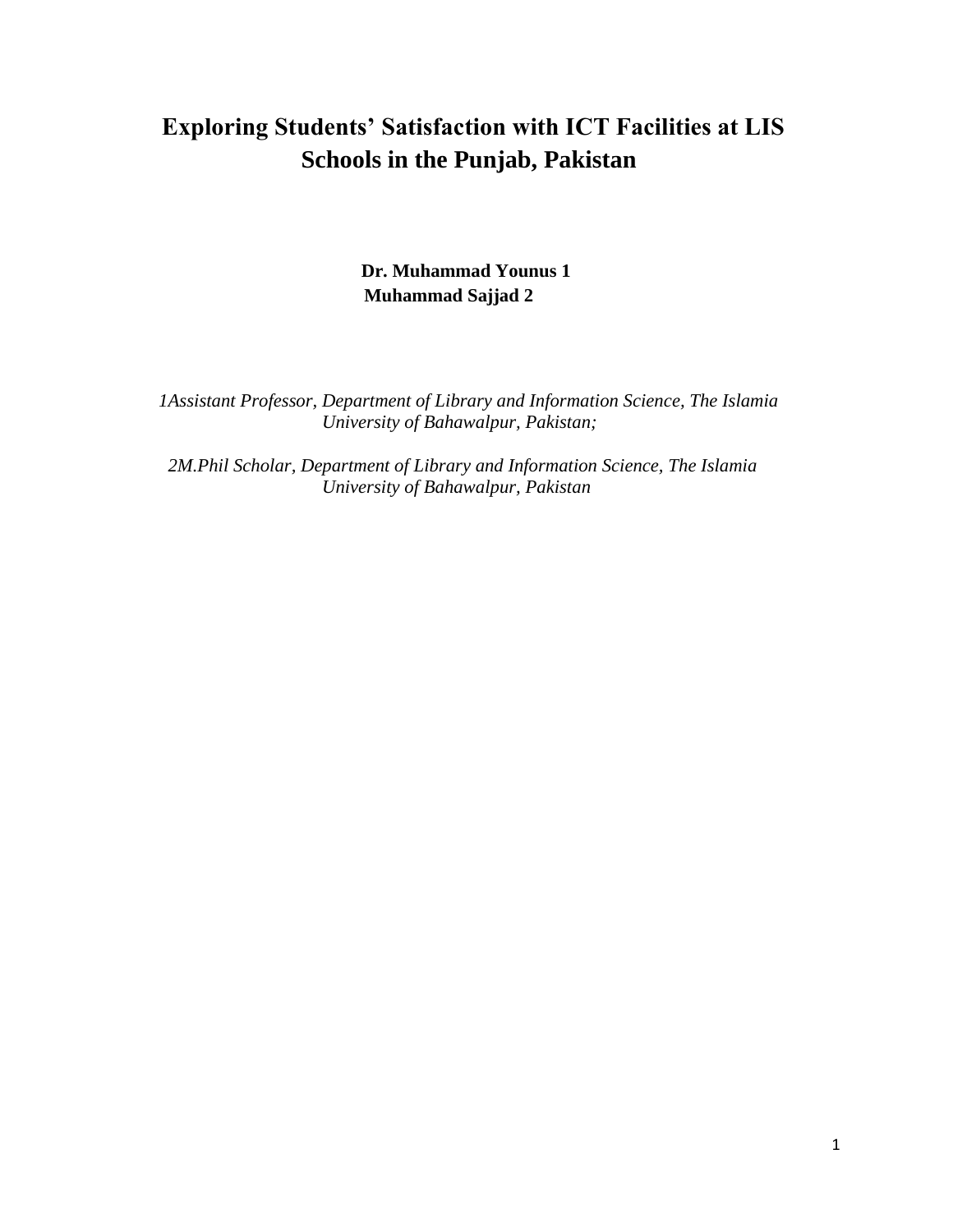# Exploring Students' Satisfaction with ICT Facilities at LIS Schools in the Punjab, Pakistan

**Dr. Muhammad Younus [1]**
**Muhammad Sajjad [2]**

*[1]Assistant Professor, Department of Library and Information Science, The Islamia University of Bahawalpur, Pakistan;*

*[2]M.Phil Scholar, Department of Library and Information Science, The Islamia University of Bahawalpur, Pakistan*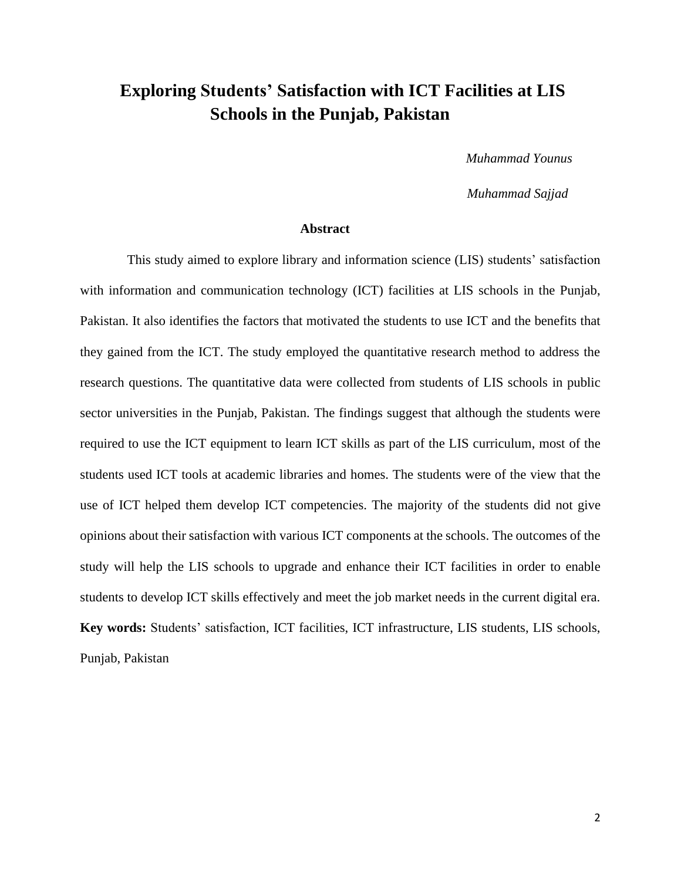# Exploring Students' Satisfaction with ICT Facilities at LIS Schools in the Punjab, Pakistan

*Muhammad Younus*

*Muhammad Sajjad*

## Abstract

This study aimed to explore library and information science (LIS) students' satisfaction with information and communication technology (ICT) facilities at LIS schools in the Punjab, Pakistan. It also identifies the factors that motivated the students to use ICT and the benefits that they gained from the ICT. The study employed the quantitative research method to address the research questions. The quantitative data were collected from students of LIS schools in public sector universities in the Punjab, Pakistan. The findings suggest that although the students were required to use the ICT equipment to learn ICT skills as part of the LIS curriculum, most of the students used ICT tools at academic libraries and homes. The students were of the view that the use of ICT helped them develop ICT competencies. The majority of the students did not give opinions about their satisfaction with various ICT components at the schools. The outcomes of the study will help the LIS schools to upgrade and enhance their ICT facilities in order to enable students to develop ICT skills effectively and meet the job market needs in the current digital era.

**Key words:** Students' satisfaction, ICT facilities, ICT infrastructure, LIS students, LIS schools, Punjab, Pakistan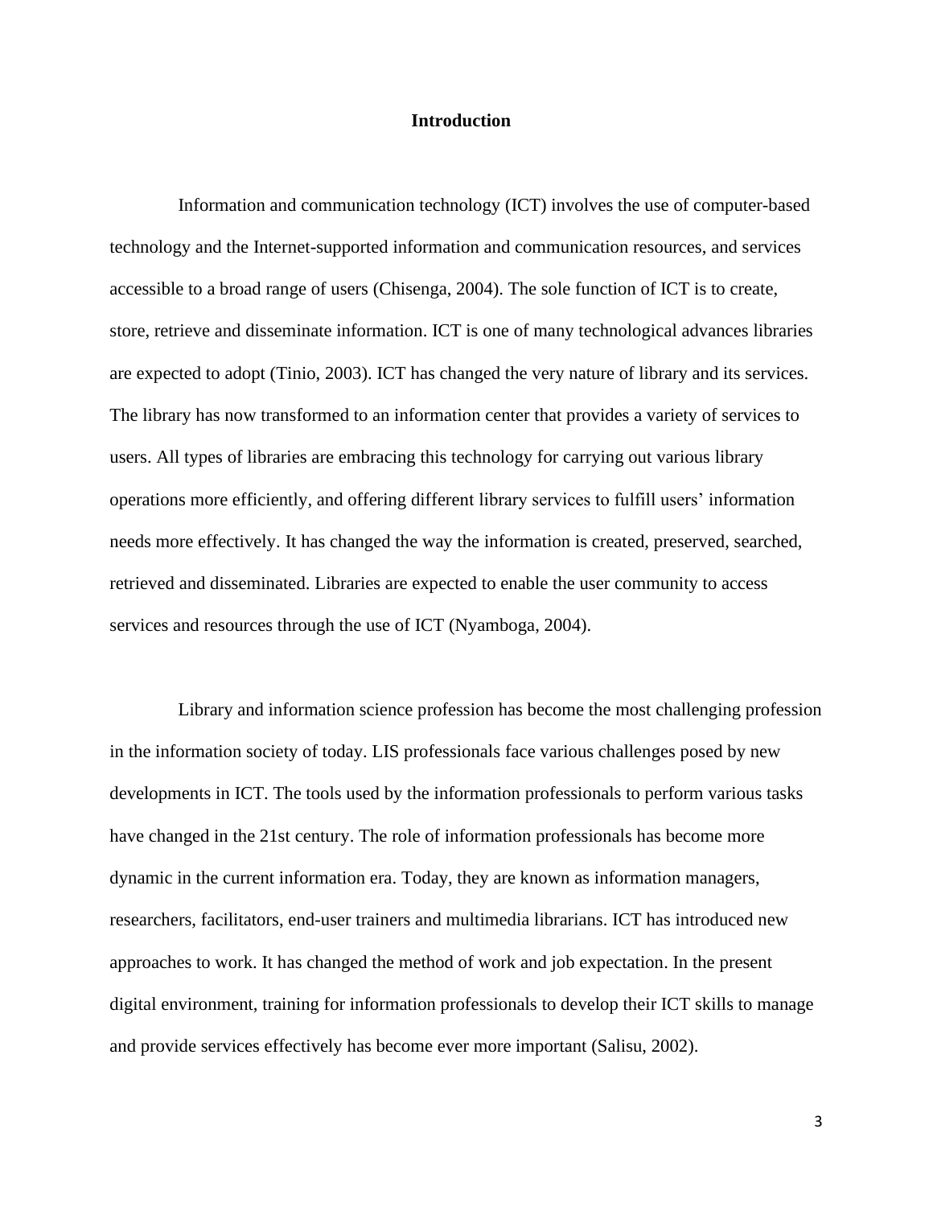# Introduction

Information and communication technology (ICT) involves the use of computer-based technology and the Internet-supported information and communication resources, and services accessible to a broad range of users (Chisenga, 2004). The sole function of ICT is to create, store, retrieve and disseminate information. ICT is one of many technological advances libraries are expected to adopt (Tinio, 2003). ICT has changed the very nature of library and its services. The library has now transformed to an information center that provides a variety of services to users. All types of libraries are embracing this technology for carrying out various library operations more efficiently, and offering different library services to fulfill users' information needs more effectively. It has changed the way the information is created, preserved, searched, retrieved and disseminated. Libraries are expected to enable the user community to access services and resources through the use of ICT (Nyamboga, 2004).

Library and information science profession has become the most challenging profession in the information society of today. LIS professionals face various challenges posed by new developments in ICT. The tools used by the information professionals to perform various tasks have changed in the 21st century. The role of information professionals has become more dynamic in the current information era. Today, they are known as information managers, researchers, facilitators, end-user trainers and multimedia librarians. ICT has introduced new approaches to work. It has changed the method of work and job expectation. In the present digital environment, training for information professionals to develop their ICT skills to manage and provide services effectively has become ever more important (Salisu, 2002).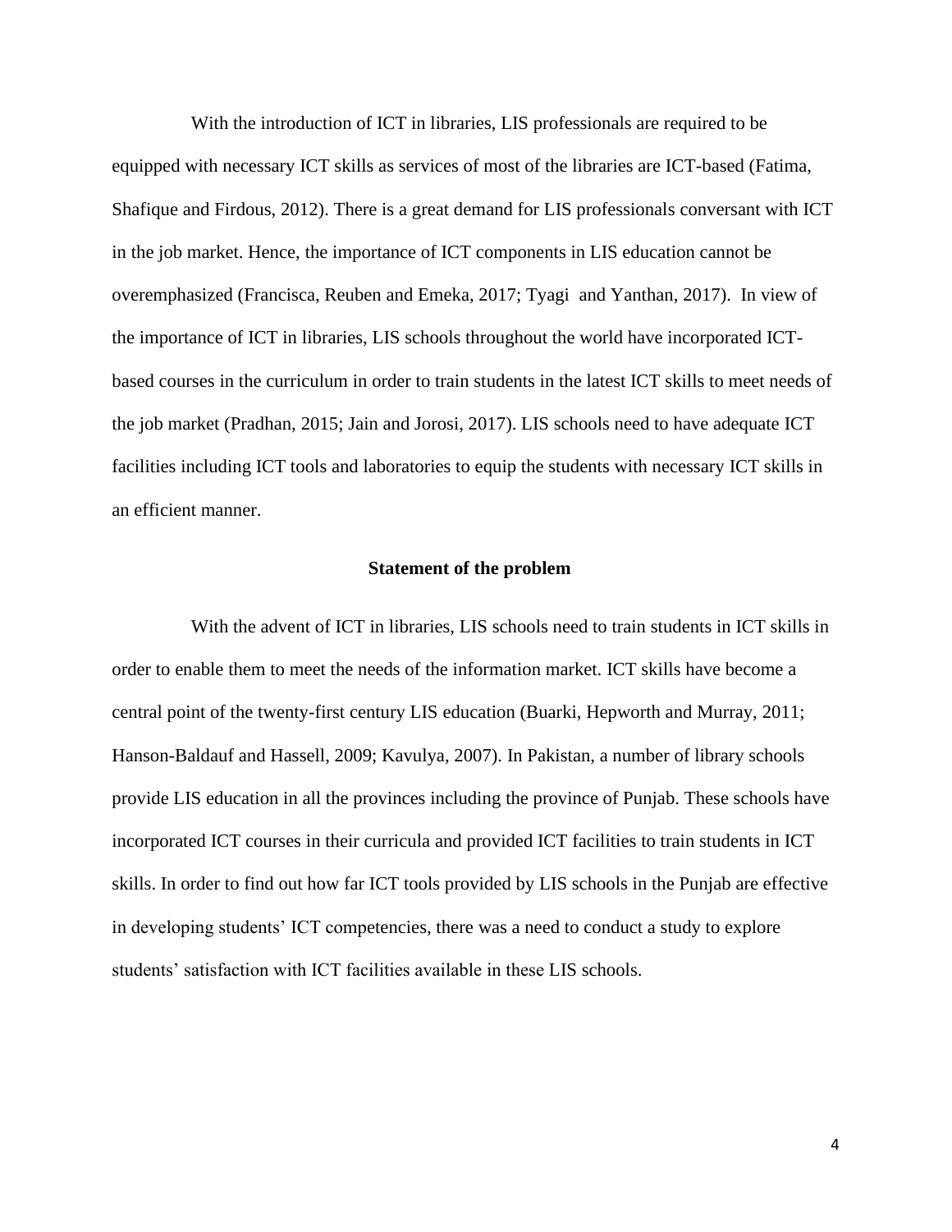With the introduction of ICT in libraries, LIS professionals are required to be equipped with necessary ICT skills as services of most of the libraries are ICT-based (Fatima, Shafique and Firdous, 2012). There is a great demand for LIS professionals conversant with ICT in the job market. Hence, the importance of ICT components in LIS education cannot be overemphasized (Francisca, Reuben and Emeka, 2017; Tyagi and Yanthan, 2017). In view of the importance of ICT in libraries, LIS schools throughout the world have incorporated ICT-based courses in the curriculum in order to train students in the latest ICT skills to meet needs of the job market (Pradhan, 2015; Jain and Jorosi, 2017). LIS schools need to have adequate ICT facilities including ICT tools and laboratories to equip the students with necessary ICT skills in an efficient manner.

## Statement of the problem

With the advent of ICT in libraries, LIS schools need to train students in ICT skills in order to enable them to meet the needs of the information market. ICT skills have become a central point of the twenty-first century LIS education (Buarki, Hepworth and Murray, 2011; Hanson-Baldauf and Hassell, 2009; Kavulya, 2007). In Pakistan, a number of library schools provide LIS education in all the provinces including the province of Punjab. These schools have incorporated ICT courses in their curricula and provided ICT facilities to train students in ICT skills. In order to find out how far ICT tools provided by LIS schools in the Punjab are effective in developing students' ICT competencies, there was a need to conduct a study to explore students' satisfaction with ICT facilities available in these LIS schools.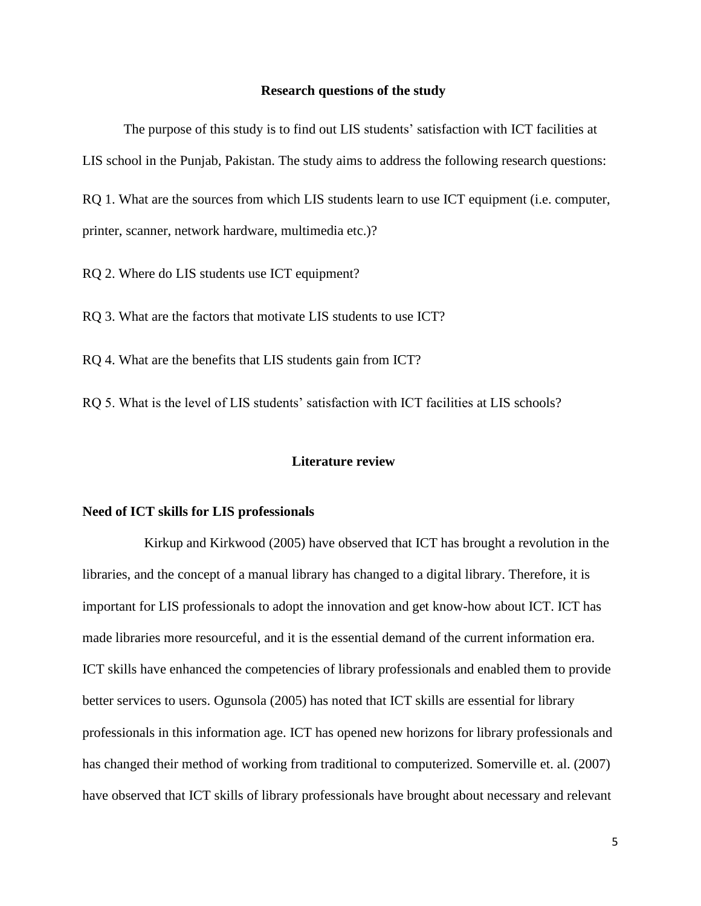## Research questions of the study

The purpose of this study is to find out LIS students' satisfaction with ICT facilities at LIS school in the Punjab, Pakistan. The study aims to address the following research questions:

RQ 1. What are the sources from which LIS students learn to use ICT equipment (i.e. computer, printer, scanner, network hardware, multimedia etc.)?

RQ 2. Where do LIS students use ICT equipment?

RQ 3. What are the factors that motivate LIS students to use ICT?

RQ 4. What are the benefits that LIS students gain from ICT?

RQ 5. What is the level of LIS students' satisfaction with ICT facilities at LIS schools?

## Literature review

### Need of ICT skills for LIS professionals

Kirkup and Kirkwood (2005) have observed that ICT has brought a revolution in the libraries, and the concept of a manual library has changed to a digital library. Therefore, it is important for LIS professionals to adopt the innovation and get know-how about ICT. ICT has made libraries more resourceful, and it is the essential demand of the current information era. ICT skills have enhanced the competencies of library professionals and enabled them to provide better services to users. Ogunsola (2005) has noted that ICT skills are essential for library professionals in this information age. ICT has opened new horizons for library professionals and has changed their method of working from traditional to computerized. Somerville et. al. (2007) have observed that ICT skills of library professionals have brought about necessary and relevant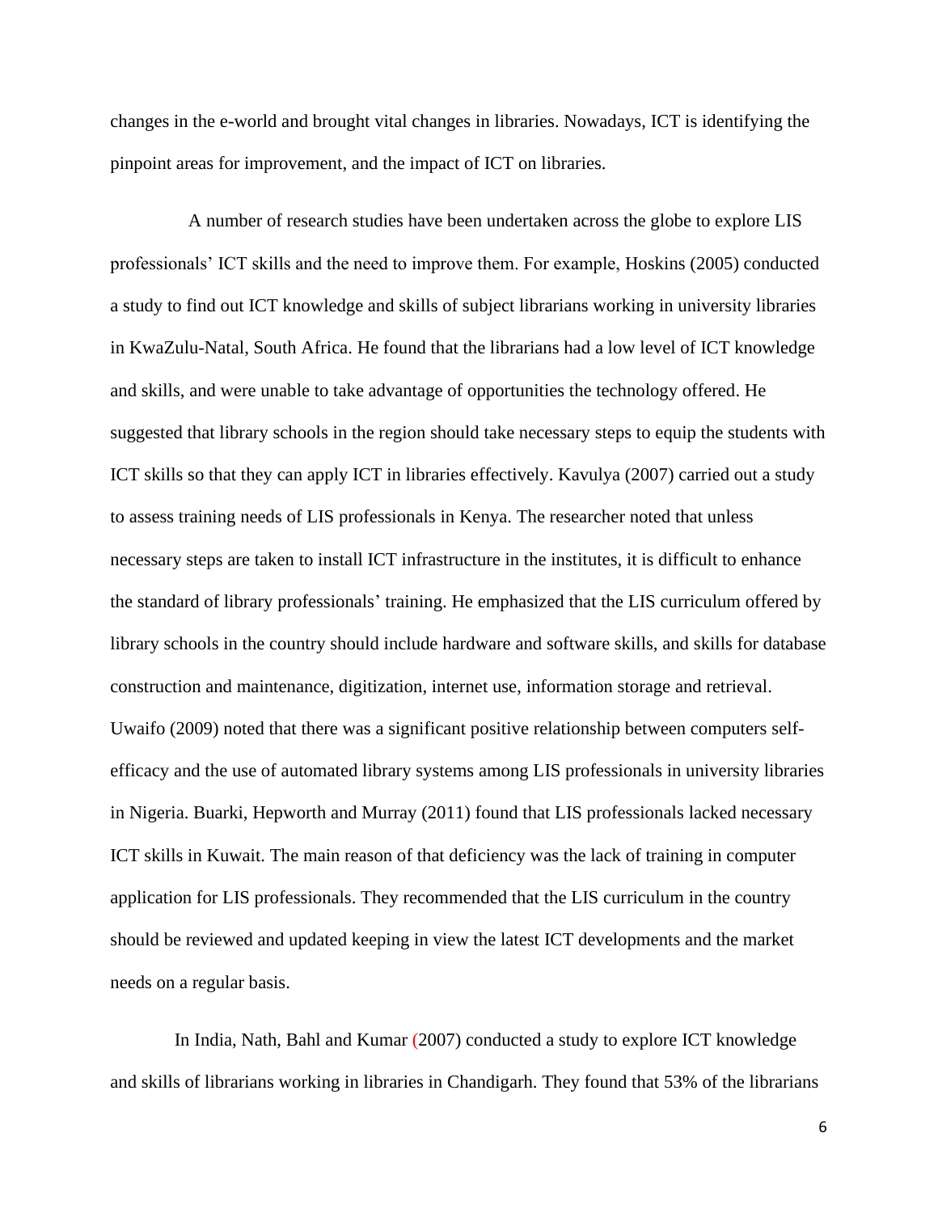changes in the e-world and brought vital changes in libraries. Nowadays, ICT is identifying the pinpoint areas for improvement, and the impact of ICT on libraries.

A number of research studies have been undertaken across the globe to explore LIS professionals' ICT skills and the need to improve them. For example, Hoskins (2005) conducted a study to find out ICT knowledge and skills of subject librarians working in university libraries in KwaZulu-Natal, South Africa. He found that the librarians had a low level of ICT knowledge and skills, and were unable to take advantage of opportunities the technology offered. He suggested that library schools in the region should take necessary steps to equip the students with ICT skills so that they can apply ICT in libraries effectively. Kavulya (2007) carried out a study to assess training needs of LIS professionals in Kenya. The researcher noted that unless necessary steps are taken to install ICT infrastructure in the institutes, it is difficult to enhance the standard of library professionals' training. He emphasized that the LIS curriculum offered by library schools in the country should include hardware and software skills, and skills for database construction and maintenance, digitization, internet use, information storage and retrieval. Uwaifo (2009) noted that there was a significant positive relationship between computers self-efficacy and the use of automated library systems among LIS professionals in university libraries in Nigeria. Buarki, Hepworth and Murray (2011) found that LIS professionals lacked necessary ICT skills in Kuwait. The main reason of that deficiency was the lack of training in computer application for LIS professionals. They recommended that the LIS curriculum in the country should be reviewed and updated keeping in view the latest ICT developments and the market needs on a regular basis.

In India, Nath, Bahl and Kumar (2007) conducted a study to explore ICT knowledge and skills of librarians working in libraries in Chandigarh. They found that 53% of the librarians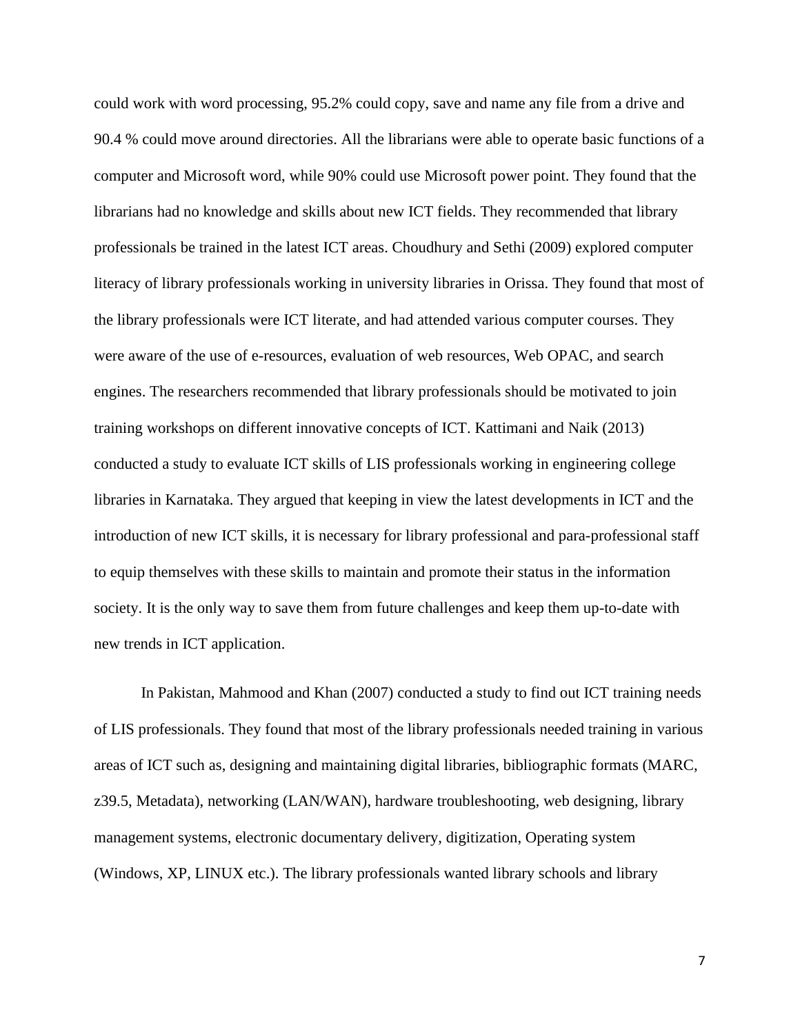could work with word processing, 95.2% could copy, save and name any file from a drive and 90.4 % could move around directories. All the librarians were able to operate basic functions of a computer and Microsoft word, while 90% could use Microsoft power point. They found that the librarians had no knowledge and skills about new ICT fields. They recommended that library professionals be trained in the latest ICT areas. Choudhury and Sethi (2009) explored computer literacy of library professionals working in university libraries in Orissa. They found that most of the library professionals were ICT literate, and had attended various computer courses. They were aware of the use of e-resources, evaluation of web resources, Web OPAC, and search engines. The researchers recommended that library professionals should be motivated to join training workshops on different innovative concepts of ICT. Kattimani and Naik (2013) conducted a study to evaluate ICT skills of LIS professionals working in engineering college libraries in Karnataka. They argued that keeping in view the latest developments in ICT and the introduction of new ICT skills, it is necessary for library professional and para-professional staff to equip themselves with these skills to maintain and promote their status in the information society. It is the only way to save them from future challenges and keep them up-to-date with new trends in ICT application.

In Pakistan, Mahmood and Khan (2007) conducted a study to find out ICT training needs of LIS professionals. They found that most of the library professionals needed training in various areas of ICT such as, designing and maintaining digital libraries, bibliographic formats (MARC, z39.5, Metadata), networking (LAN/WAN), hardware troubleshooting, web designing, library management systems, electronic documentary delivery, digitization, Operating system (Windows, XP, LINUX etc.). The library professionals wanted library schools and library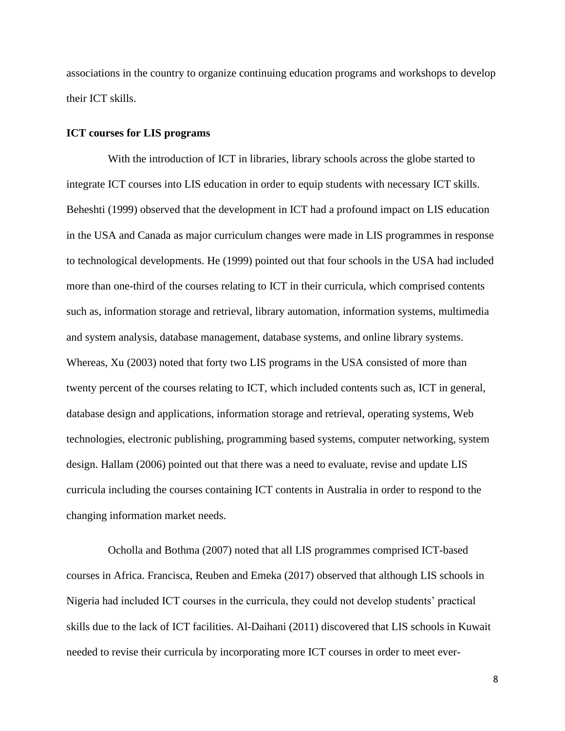associations in the country to organize continuing education programs and workshops to develop their ICT skills.

**ICT courses for LIS programs**

With the introduction of ICT in libraries, library schools across the globe started to integrate ICT courses into LIS education in order to equip students with necessary ICT skills. Beheshti (1999) observed that the development in ICT had a profound impact on LIS education in the USA and Canada as major curriculum changes were made in LIS programmes in response to technological developments. He (1999) pointed out that four schools in the USA had included more than one-third of the courses relating to ICT in their curricula, which comprised contents such as, information storage and retrieval, library automation, information systems, multimedia and system analysis, database management, database systems, and online library systems. Whereas, Xu (2003) noted that forty two LIS programs in the USA consisted of more than twenty percent of the courses relating to ICT, which included contents such as, ICT in general, database design and applications, information storage and retrieval, operating systems, Web technologies, electronic publishing, programming based systems, computer networking, system design. Hallam (2006) pointed out that there was a need to evaluate, revise and update LIS curricula including the courses containing ICT contents in Australia in order to respond to the changing information market needs.

Ocholla and Bothma (2007) noted that all LIS programmes comprised ICT-based courses in Africa. Francisca, Reuben and Emeka (2017) observed that although LIS schools in Nigeria had included ICT courses in the curricula, they could not develop students' practical skills due to the lack of ICT facilities. Al-Daihani (2011) discovered that LIS schools in Kuwait needed to revise their curricula by incorporating more ICT courses in order to meet ever-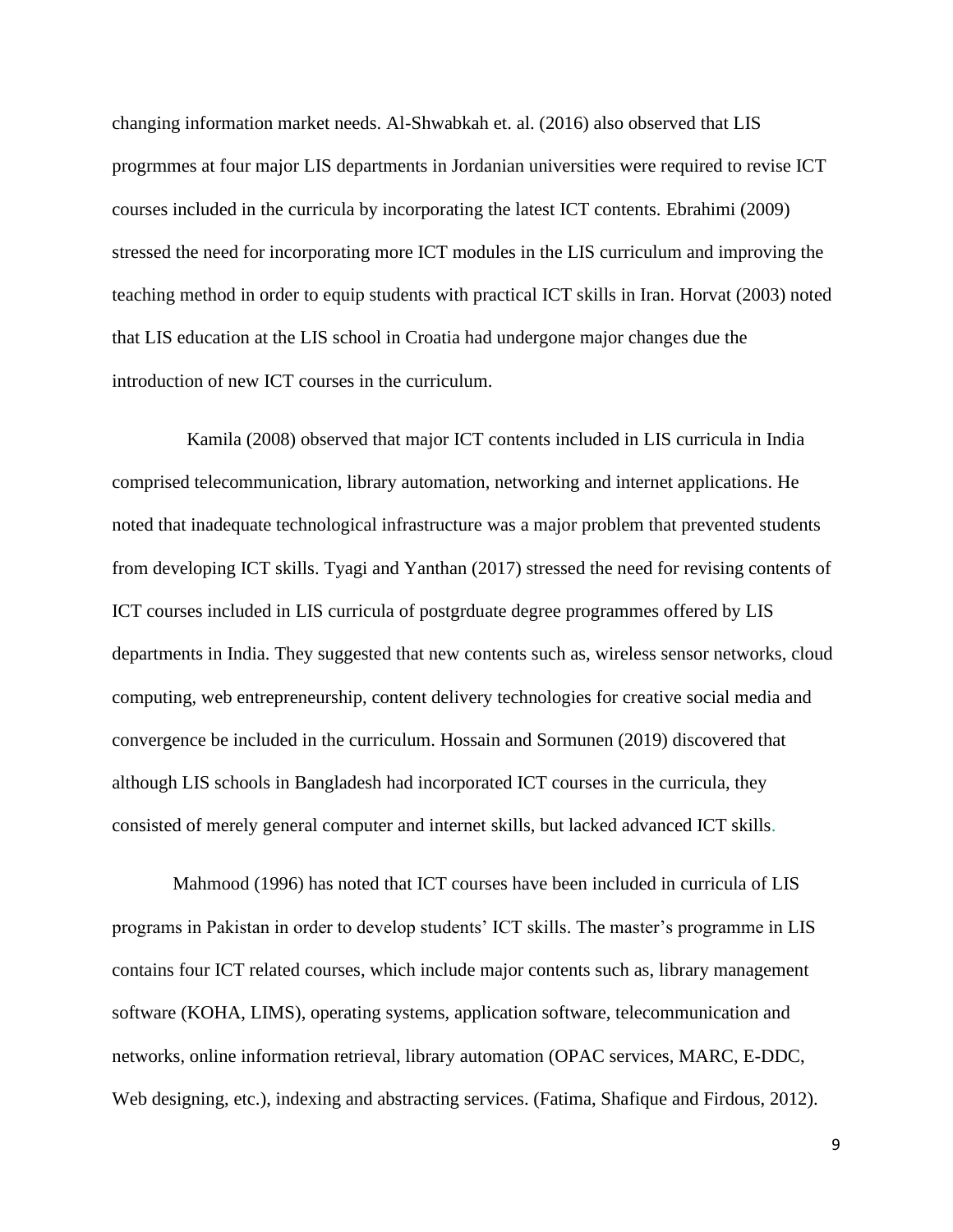changing information market needs. Al-Shwabkah et. al. (2016) also observed that LIS progrmmes at four major LIS departments in Jordanian universities were required to revise ICT courses included in the curricula by incorporating the latest ICT contents. Ebrahimi (2009) stressed the need for incorporating more ICT modules in the LIS curriculum and improving the teaching method in order to equip students with practical ICT skills in Iran. Horvat (2003) noted that LIS education at the LIS school in Croatia had undergone major changes due the introduction of new ICT courses in the curriculum.

Kamila (2008) observed that major ICT contents included in LIS curricula in India comprised telecommunication, library automation, networking and internet applications. He noted that inadequate technological infrastructure was a major problem that prevented students from developing ICT skills. Tyagi and Yanthan (2017) stressed the need for revising contents of ICT courses included in LIS curricula of postgrduate degree programmes offered by LIS departments in India. They suggested that new contents such as, wireless sensor networks, cloud computing, web entrepreneurship, content delivery technologies for creative social media and convergence be included in the curriculum. Hossain and Sormunen (2019) discovered that although LIS schools in Bangladesh had incorporated ICT courses in the curricula, they consisted of merely general computer and internet skills, but lacked advanced ICT skills.

Mahmood (1996) has noted that ICT courses have been included in curricula of LIS programs in Pakistan in order to develop students' ICT skills. The master's programme in LIS contains four ICT related courses, which include major contents such as, library management software (KOHA, LIMS), operating systems, application software, telecommunication and networks, online information retrieval, library automation (OPAC services, MARC, E-DDC, Web designing, etc.), indexing and abstracting services. (Fatima, Shafique and Firdous, 2012).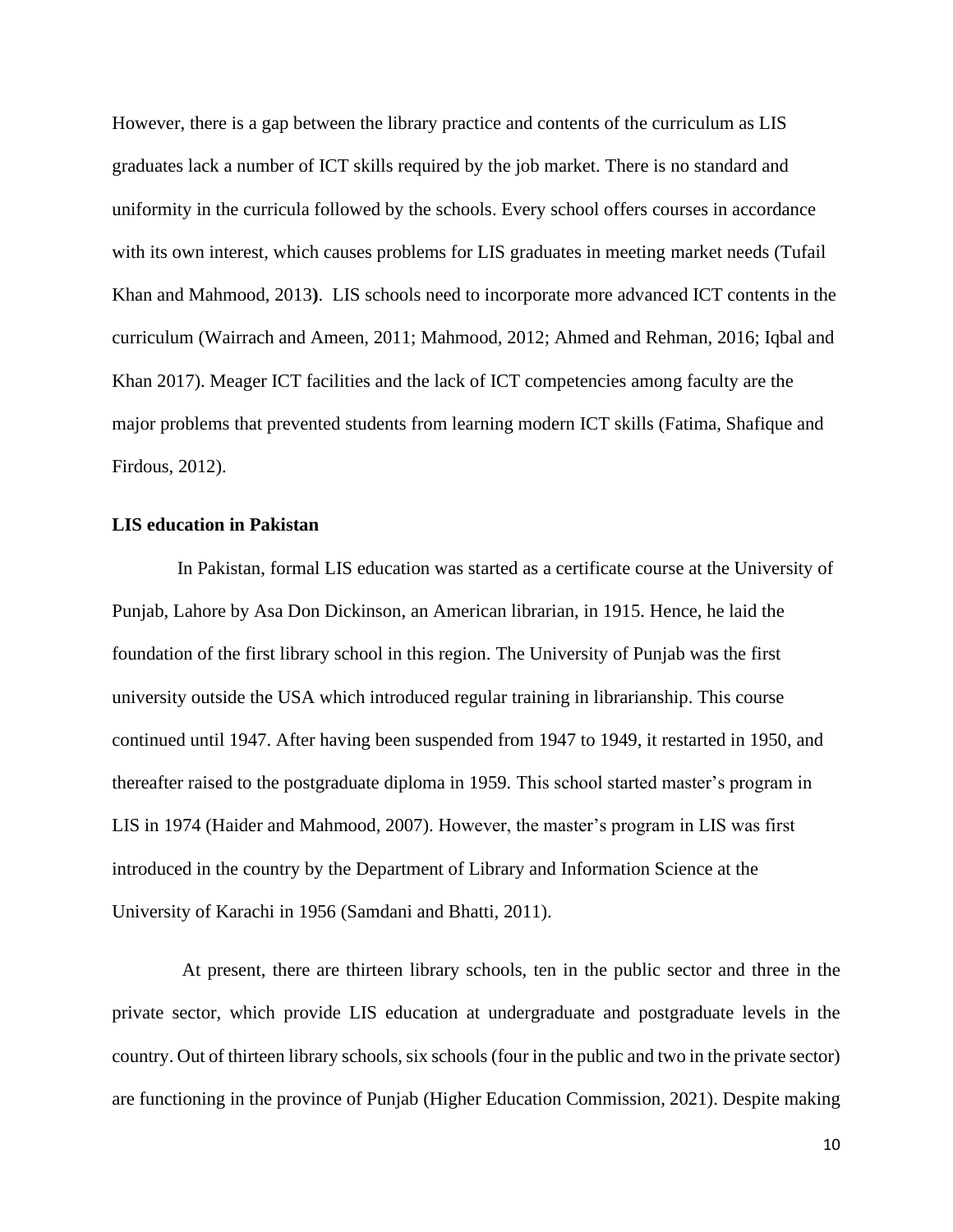However, there is a gap between the library practice and contents of the curriculum as LIS graduates lack a number of ICT skills required by the job market. There is no standard and uniformity in the curricula followed by the schools. Every school offers courses in accordance with its own interest, which causes problems for LIS graduates in meeting market needs (Tufail Khan and Mahmood, 2013**)**. LIS schools need to incorporate more advanced ICT contents in the curriculum (Wairrach and Ameen, 2011; Mahmood, 2012; Ahmed and Rehman, 2016; Iqbal and Khan 2017). Meager ICT facilities and the lack of ICT competencies among faculty are the major problems that prevented students from learning modern ICT skills (Fatima, Shafique and Firdous, 2012).

**LIS education in Pakistan**

In Pakistan, formal LIS education was started as a certificate course at the University of Punjab, Lahore by Asa Don Dickinson, an American librarian, in 1915. Hence, he laid the foundation of the first library school in this region. The University of Punjab was the first university outside the USA which introduced regular training in librarianship. This course continued until 1947. After having been suspended from 1947 to 1949, it restarted in 1950, and thereafter raised to the postgraduate diploma in 1959. This school started master's program in LIS in 1974 (Haider and Mahmood, 2007). However, the master's program in LIS was first introduced in the country by the Department of Library and Information Science at the University of Karachi in 1956 (Samdani and Bhatti, 2011).

At present, there are thirteen library schools, ten in the public sector and three in the private sector, which provide LIS education at undergraduate and postgraduate levels in the country. Out of thirteen library schools, six schools (four in the public and two in the private sector) are functioning in the province of Punjab (Higher Education Commission, 2021). Despite making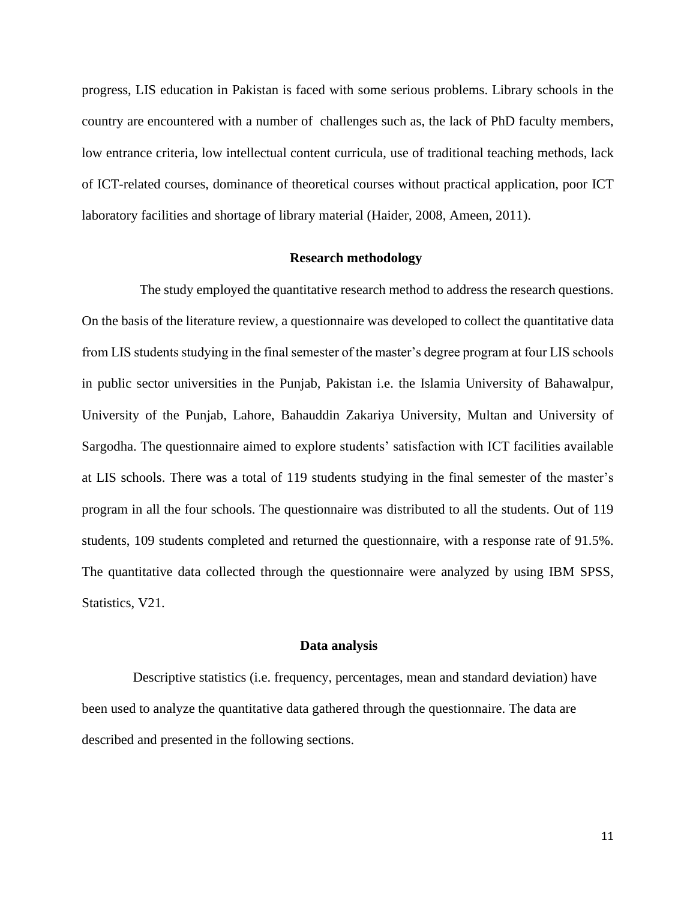progress, LIS education in Pakistan is faced with some serious problems. Library schools in the country are encountered with a number of challenges such as, the lack of PhD faculty members, low entrance criteria, low intellectual content curricula, use of traditional teaching methods, lack of ICT-related courses, dominance of theoretical courses without practical application, poor ICT laboratory facilities and shortage of library material (Haider, 2008, Ameen, 2011).

## Research methodology

The study employed the quantitative research method to address the research questions. On the basis of the literature review, a questionnaire was developed to collect the quantitative data from LIS students studying in the final semester of the master's degree program at four LIS schools in public sector universities in the Punjab, Pakistan i.e. the Islamia University of Bahawalpur, University of the Punjab, Lahore, Bahauddin Zakariya University, Multan and University of Sargodha. The questionnaire aimed to explore students' satisfaction with ICT facilities available at LIS schools. There was a total of 119 students studying in the final semester of the master's program in all the four schools. The questionnaire was distributed to all the students. Out of 119 students, 109 students completed and returned the questionnaire, with a response rate of 91.5%. The quantitative data collected through the questionnaire were analyzed by using IBM SPSS, Statistics, V21.

## Data analysis

Descriptive statistics (i.e. frequency, percentages, mean and standard deviation) have been used to analyze the quantitative data gathered through the questionnaire. The data are described and presented in the following sections.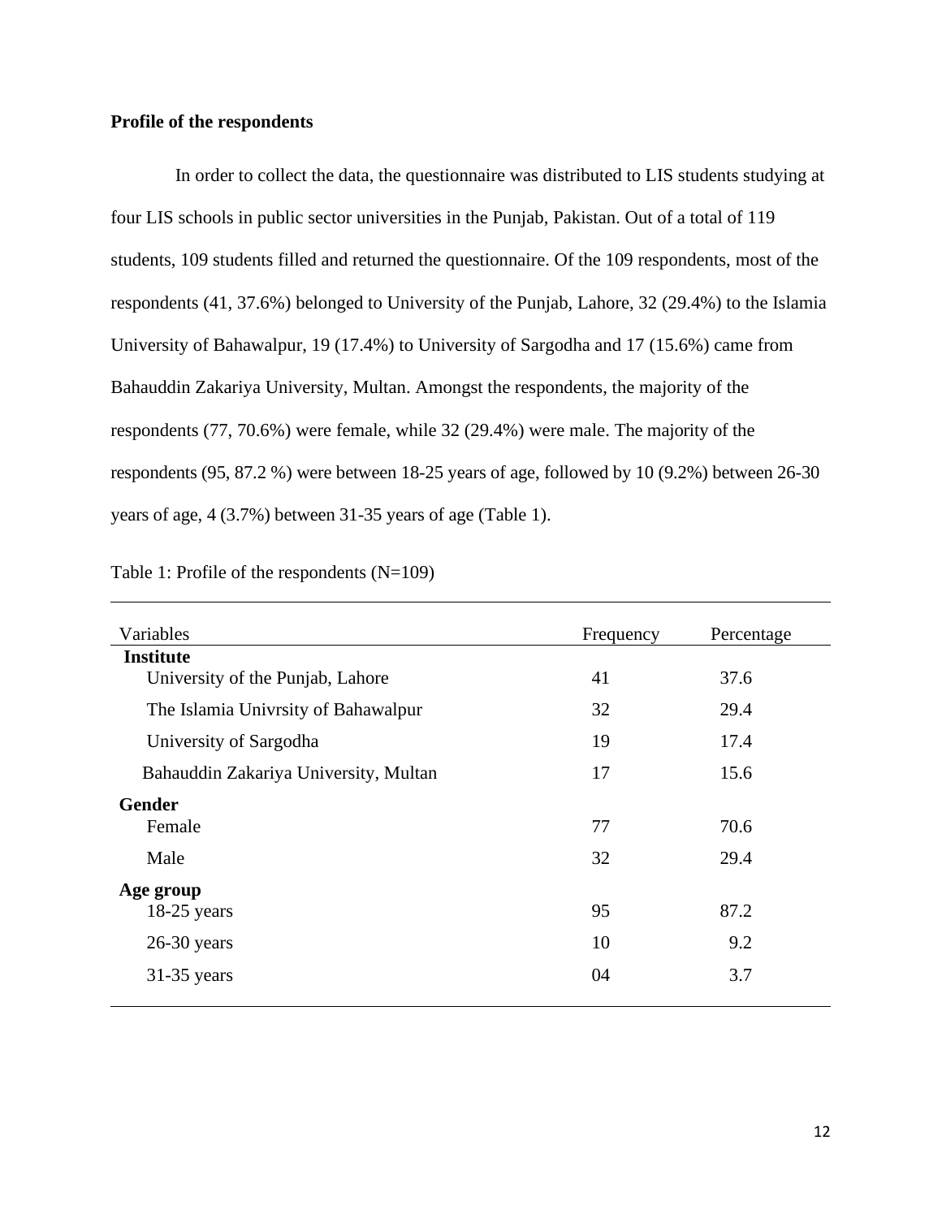**Profile of the respondents**

In order to collect the data, the questionnaire was distributed to LIS students studying at four LIS schools in public sector universities in the Punjab, Pakistan. Out of a total of 119 students, 109 students filled and returned the questionnaire. Of the 109 respondents, most of the respondents (41, 37.6%) belonged to University of the Punjab, Lahore, 32 (29.4%) to the Islamia University of Bahawalpur, 19 (17.4%) to University of Sargodha and 17 (15.6%) came from Bahauddin Zakariya University, Multan. Amongst the respondents, the majority of the respondents (77, 70.6%) were female, while 32 (29.4%) were male. The majority of the respondents (95, 87.2 %) were between 18-25 years of age, followed by 10 (9.2%) between 26-30 years of age, 4 (3.7%) between 31-35 years of age (Table 1).

Table 1: Profile of the respondents (N=109)

| Variables | Frequency | Percentage |
|---|---|---|
| **Institute** | | |
| University of the Punjab, Lahore | 41 | 37.6 |
| The Islamia Univrsity of Bahawalpur | 32 | 29.4 |
| University of Sargodha | 19 | 17.4 |
| Bahauddin Zakariya University, Multan | 17 | 15.6 |
| **Gender** | | |
| Female | 77 | 70.6 |
| Male | 32 | 29.4 |
| **Age group** | | |
| 18-25 years | 95 | 87.2 |
| 26-30 years | 10 | 9.2 |
| 31-35 years | 04 | 3.7 |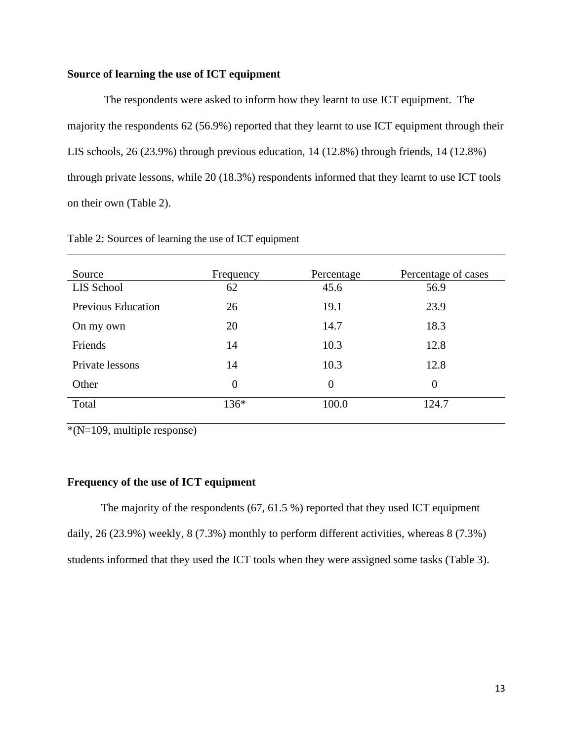### Source of learning the use of ICT equipment

The respondents were asked to inform how they learnt to use ICT equipment. The majority the respondents 62 (56.9%) reported that they learnt to use ICT equipment through their LIS schools, 26 (23.9%) through previous education, 14 (12.8%) through friends, 14 (12.8%) through private lessons, while 20 (18.3%) respondents informed that they learnt to use ICT tools on their own (Table 2).

Table 2: Sources of learning the use of ICT equipment

| Source | Frequency | Percentage | Percentage of cases |
|---|---|---|---|
| LIS School | 62 | 45.6 | 56.9 |
| Previous Education | 26 | 19.1 | 23.9 |
| On my own | 20 | 14.7 | 18.3 |
| Friends | 14 | 10.3 | 12.8 |
| Private lessons | 14 | 10.3 | 12.8 |
| Other | 0 | 0 | 0 |
| Total | 136* | 100.0 | 124.7 |

*(N=109, multiple response)

### Frequency of the use of ICT equipment

The majority of the respondents (67, 61.5 %) reported that they used ICT equipment daily, 26 (23.9%) weekly, 8 (7.3%) monthly to perform different activities, whereas 8 (7.3%) students informed that they used the ICT tools when they were assigned some tasks (Table 3).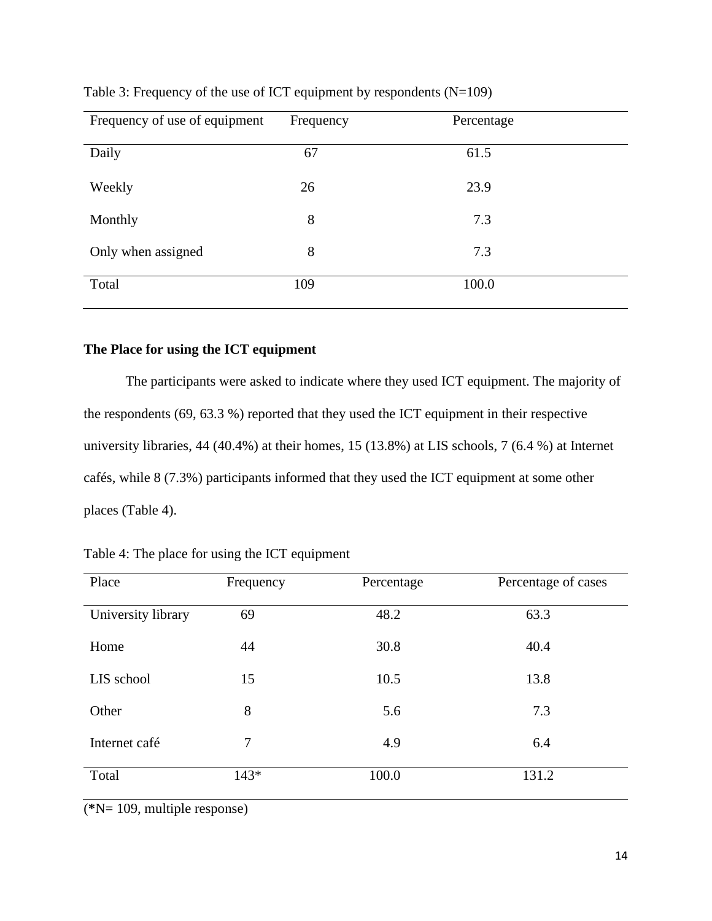Table 3: Frequency of the use of ICT equipment by respondents (N=109)

| Frequency of use of equipment | Frequency | Percentage |
|---|---|---|
| Daily | 67 | 61.5 |
| Weekly | 26 | 23.9 |
| Monthly | 8 | 7.3 |
| Only when assigned | 8 | 7.3 |
| Total | 109 | 100.0 |

### The Place for using the ICT equipment

The participants were asked to indicate where they used ICT equipment. The majority of the respondents (69, 63.3 %) reported that they used the ICT equipment in their respective university libraries, 44 (40.4%) at their homes, 15 (13.8%) at LIS schools, 7 (6.4 %) at Internet cafés, while 8 (7.3%) participants informed that they used the ICT equipment at some other places (Table 4).

Table 4: The place for using the ICT equipment

| Place | Frequency | Percentage | Percentage of cases |
|---|---|---|---|
| University library | 69 | 48.2 | 63.3 |
| Home | 44 | 30.8 | 40.4 |
| LIS school | 15 | 10.5 | 13.8 |
| Other | 8 | 5.6 | 7.3 |
| Internet café | 7 | 4.9 | 6.4 |
| Total | 143* | 100.0 | 131.2 |

(*N= 109, multiple response)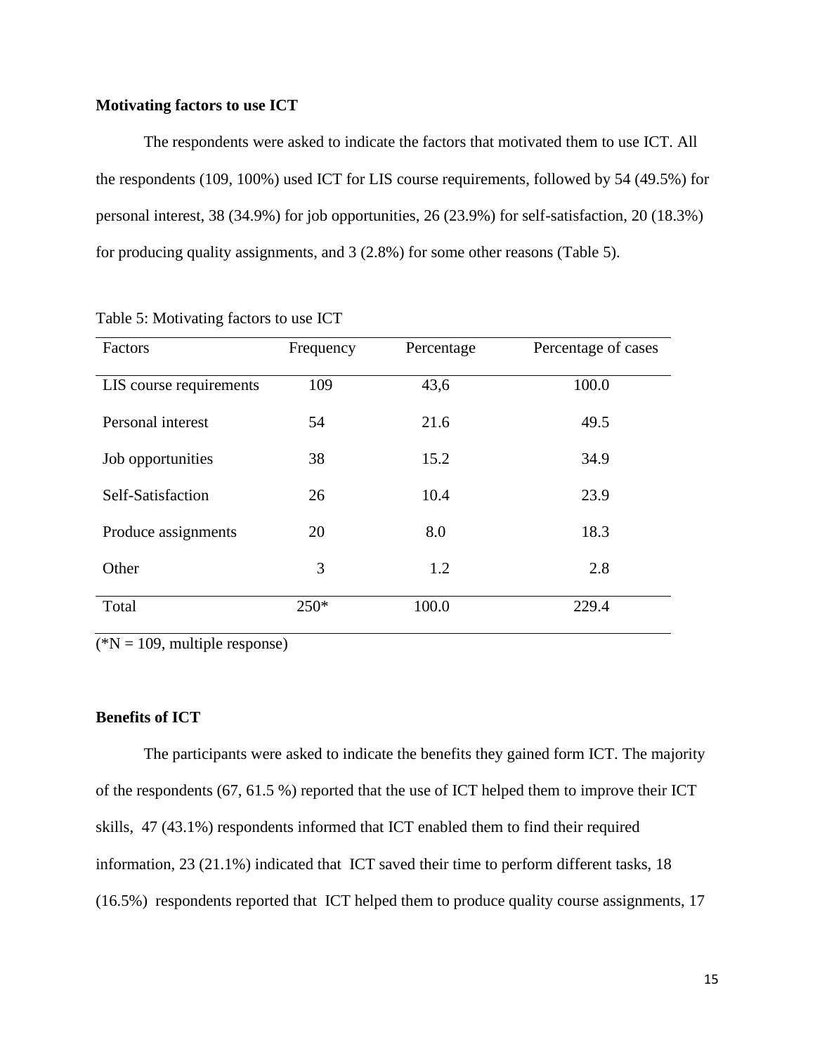**Motivating factors to use ICT**

The respondents were asked to indicate the factors that motivated them to use ICT. All the respondents (109, 100%) used ICT for LIS course requirements, followed by 54 (49.5%) for personal interest, 38 (34.9%) for job opportunities, 26 (23.9%) for self-satisfaction, 20 (18.3%) for producing quality assignments, and 3 (2.8%) for some other reasons (Table 5).

Table 5: Motivating factors to use ICT

| Factors | Frequency | Percentage | Percentage of cases |
|---|---|---|---|
| LIS course requirements | 109 | 43,6 | 100.0 |
| Personal interest | 54 | 21.6 | 49.5 |
| Job opportunities | 38 | 15.2 | 34.9 |
| Self-Satisfaction | 26 | 10.4 | 23.9 |
| Produce assignments | 20 | 8.0 | 18.3 |
| Other | 3 | 1.2 | 2.8 |
| Total | 250* | 100.0 | 229.4 |

(*N = 109, multiple response)

**Benefits of ICT**

The participants were asked to indicate the benefits they gained form ICT. The majority of the respondents (67, 61.5 %) reported that the use of ICT helped them to improve their ICT skills, 47 (43.1%) respondents informed that ICT enabled them to find their required information, 23 (21.1%) indicated that ICT saved their time to perform different tasks, 18 (16.5%) respondents reported that ICT helped them to produce quality course assignments, 17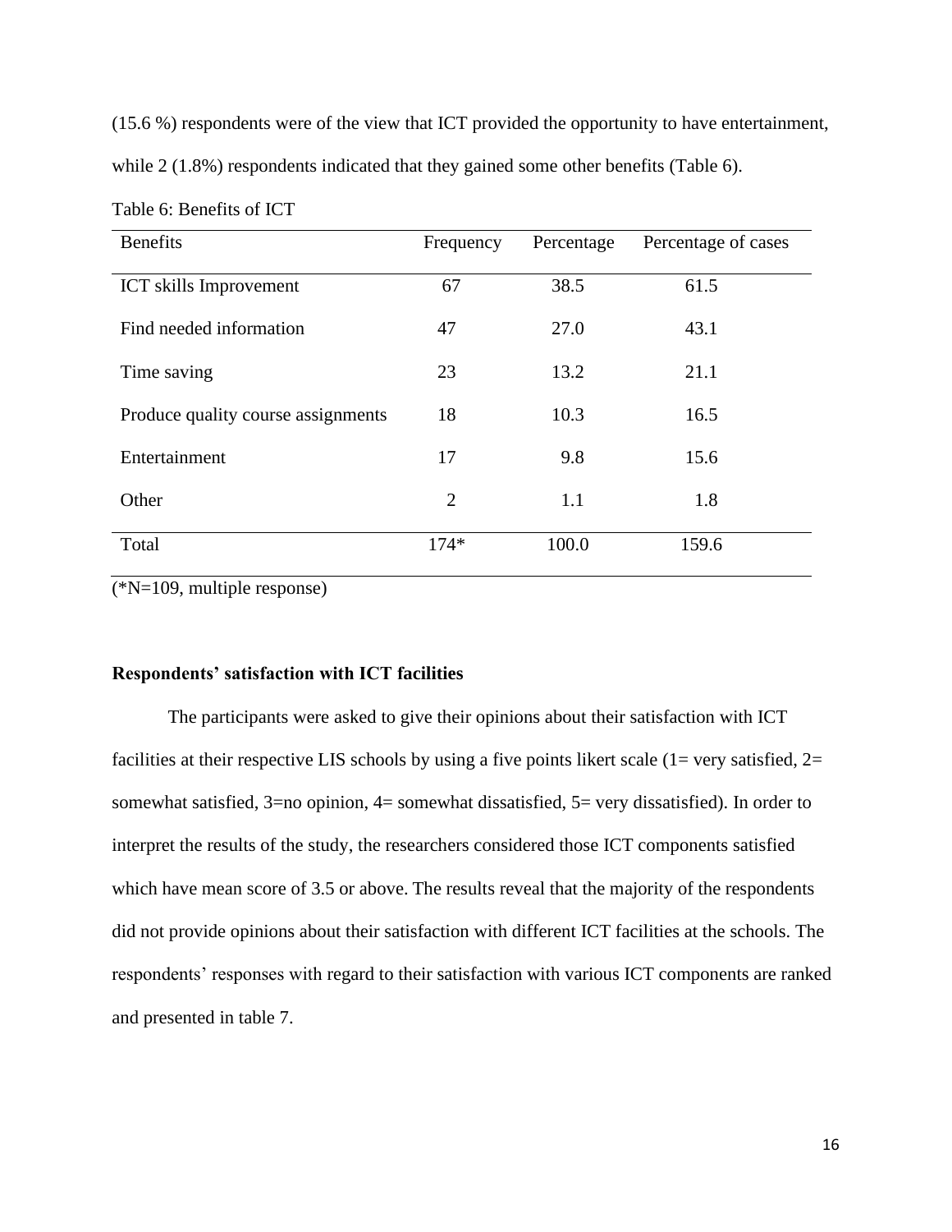(15.6 %) respondents were of the view that ICT provided the opportunity to have entertainment, while 2 (1.8%) respondents indicated that they gained some other benefits (Table 6).

Table 6: Benefits of ICT

| Benefits | Frequency | Percentage | Percentage of cases |
|---|---|---|---|
| ICT skills Improvement | 67 | 38.5 | 61.5 |
| Find needed information | 47 | 27.0 | 43.1 |
| Time saving | 23 | 13.2 | 21.1 |
| Produce quality course assignments | 18 | 10.3 | 16.5 |
| Entertainment | 17 | 9.8 | 15.6 |
| Other | 2 | 1.1 | 1.8 |
| Total | 174* | 100.0 | 159.6 |

(*N=109, multiple response)

**Respondents' satisfaction with ICT facilities**

The participants were asked to give their opinions about their satisfaction with ICT facilities at their respective LIS schools by using a five points likert scale (1= very satisfied, 2= somewhat satisfied, 3=no opinion, 4= somewhat dissatisfied, 5= very dissatisfied). In order to interpret the results of the study, the researchers considered those ICT components satisfied which have mean score of 3.5 or above. The results reveal that the majority of the respondents did not provide opinions about their satisfaction with different ICT facilities at the schools. The respondents' responses with regard to their satisfaction with various ICT components are ranked and presented in table 7.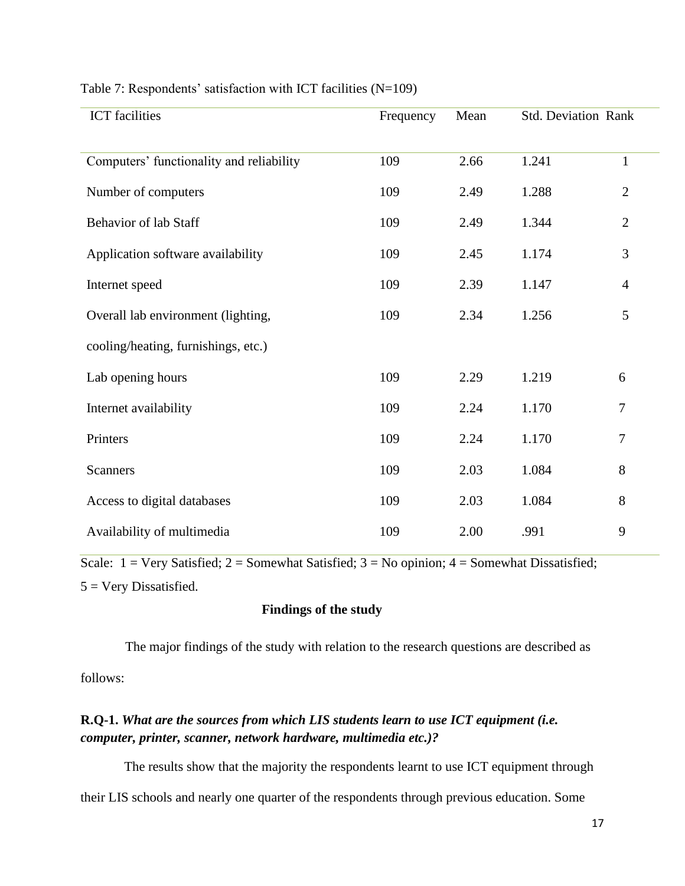Table 7: Respondents' satisfaction with ICT facilities (N=109)

| ICT facilities | Frequency | Mean | Std. Deviation | Rank |
|---|---|---|---|---|
| Computers' functionality and reliability | 109 | 2.66 | 1.241 | 1 |
| Number of computers | 109 | 2.49 | 1.288 | 2 |
| Behavior of lab Staff | 109 | 2.49 | 1.344 | 2 |
| Application software availability | 109 | 2.45 | 1.174 | 3 |
| Internet speed | 109 | 2.39 | 1.147 | 4 |
| Overall lab environment (lighting, cooling/heating, furnishings, etc.) | 109 | 2.34 | 1.256 | 5 |
| Lab opening hours | 109 | 2.29 | 1.219 | 6 |
| Internet availability | 109 | 2.24 | 1.170 | 7 |
| Printers | 109 | 2.24 | 1.170 | 7 |
| Scanners | 109 | 2.03 | 1.084 | 8 |
| Access to digital databases | 109 | 2.03 | 1.084 | 8 |
| Availability of multimedia | 109 | 2.00 | .991 | 9 |

Scale: 1 = Very Satisfied; 2 = Somewhat Satisfied; 3 = No opinion; 4 = Somewhat Dissatisfied; 5 = Very Dissatisfied.

## Findings of the study

The major findings of the study with relation to the research questions are described as follows:

**R.Q-1.** ***What are the sources from which LIS students learn to use ICT equipment (i.e. computer, printer, scanner, network hardware, multimedia etc.)?***

The results show that the majority the respondents learnt to use ICT equipment through their LIS schools and nearly one quarter of the respondents through previous education. Some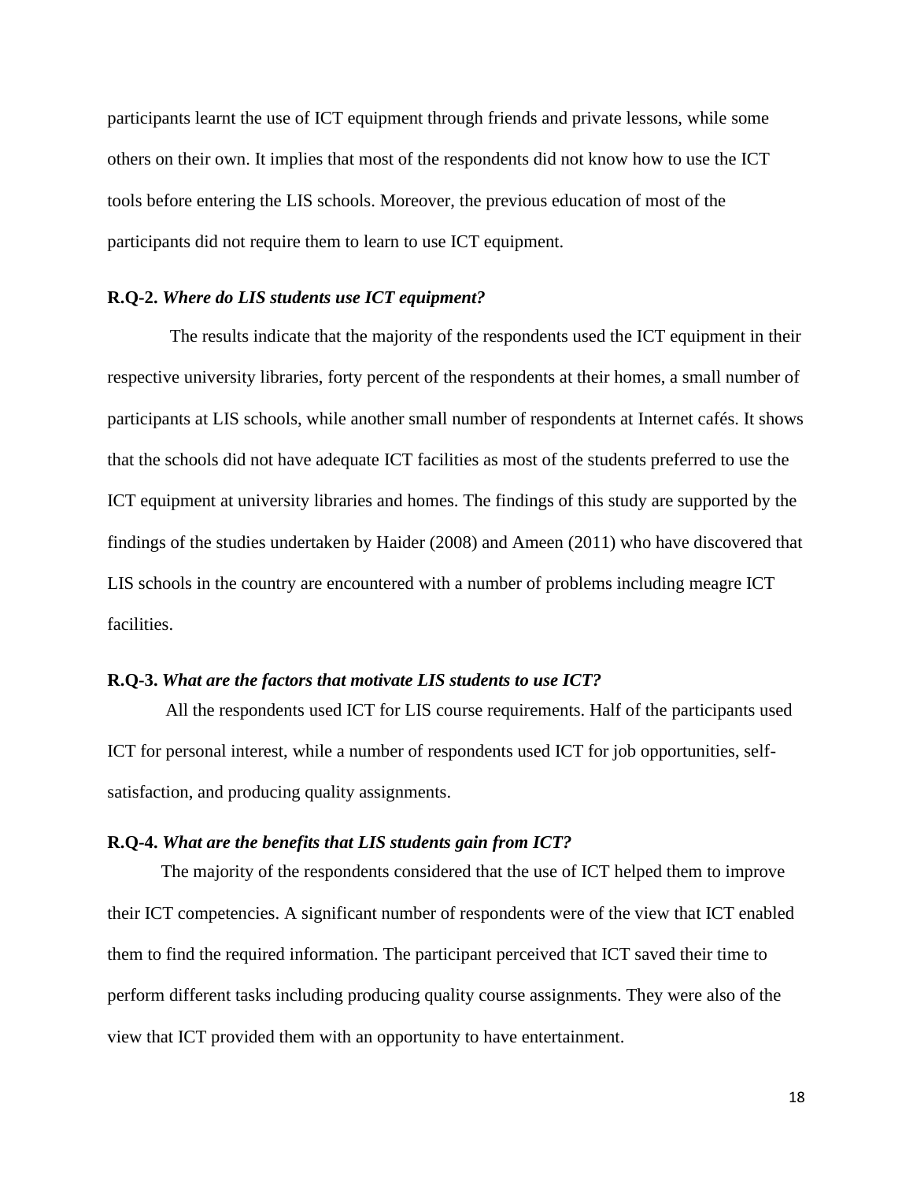participants learnt the use of ICT equipment through friends and private lessons, while some others on their own. It implies that most of the respondents did not know how to use the ICT tools before entering the LIS schools. Moreover, the previous education of most of the participants did not require them to learn to use ICT equipment.

**R.Q-2.** ***Where do LIS students use ICT equipment?***

The results indicate that the majority of the respondents used the ICT equipment in their respective university libraries, forty percent of the respondents at their homes, a small number of participants at LIS schools, while another small number of respondents at Internet cafés. It shows that the schools did not have adequate ICT facilities as most of the students preferred to use the ICT equipment at university libraries and homes. The findings of this study are supported by the findings of the studies undertaken by Haider (2008) and Ameen (2011) who have discovered that LIS schools in the country are encountered with a number of problems including meagre ICT facilities.

**R.Q-3.** ***What are the factors that motivate LIS students to use ICT?***

All the respondents used ICT for LIS course requirements. Half of the participants used ICT for personal interest, while a number of respondents used ICT for job opportunities, self-satisfaction, and producing quality assignments.

**R.Q-4.** ***What are the benefits that LIS students gain from ICT?***

The majority of the respondents considered that the use of ICT helped them to improve their ICT competencies. A significant number of respondents were of the view that ICT enabled them to find the required information. The participant perceived that ICT saved their time to perform different tasks including producing quality course assignments. They were also of the view that ICT provided them with an opportunity to have entertainment.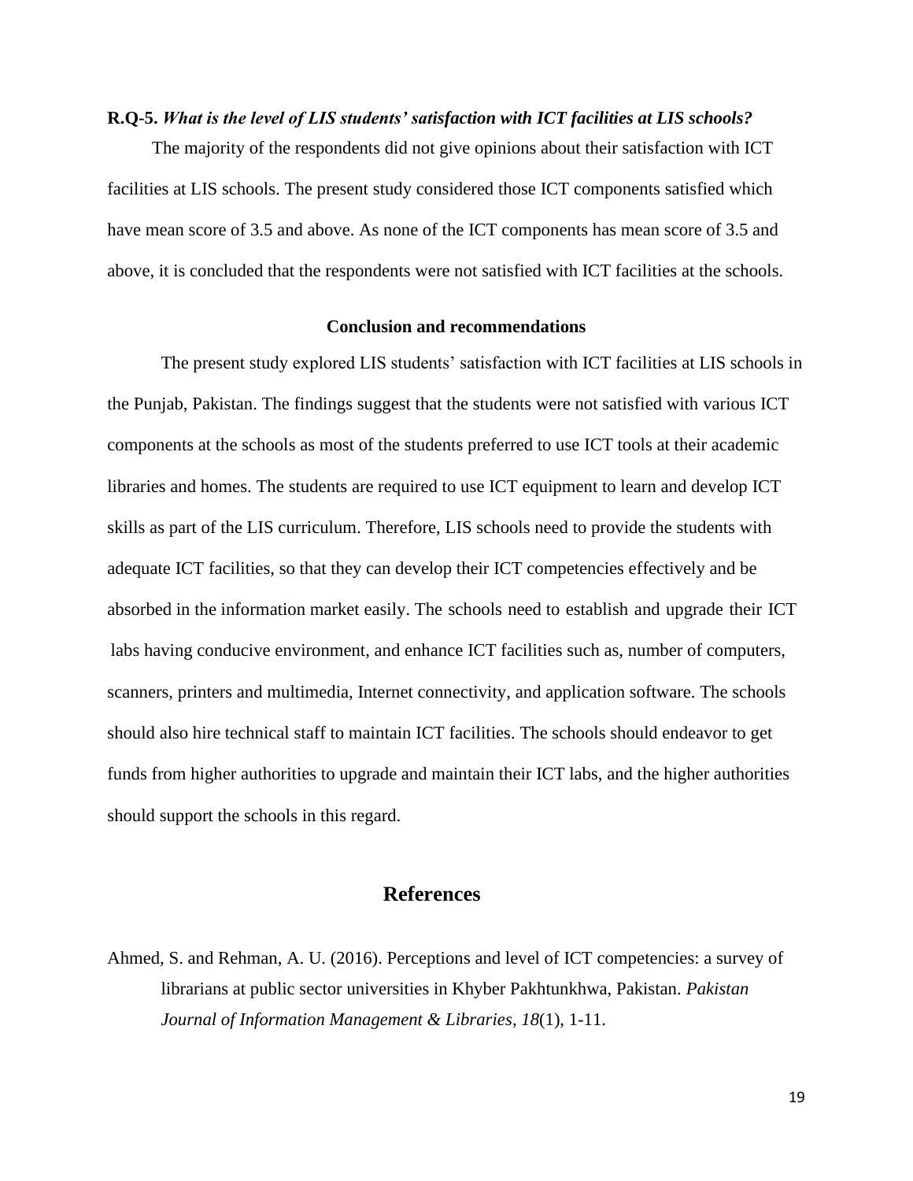**R.Q-5.** ***What is the level of LIS students' satisfaction with ICT facilities at LIS schools?***

The majority of the respondents did not give opinions about their satisfaction with ICT facilities at LIS schools. The present study considered those ICT components satisfied which have mean score of 3.5 and above. As none of the ICT components has mean score of 3.5 and above, it is concluded that the respondents were not satisfied with ICT facilities at the schools.

## Conclusion and recommendations

The present study explored LIS students' satisfaction with ICT facilities at LIS schools in the Punjab, Pakistan. The findings suggest that the students were not satisfied with various ICT components at the schools as most of the students preferred to use ICT tools at their academic libraries and homes. The students are required to use ICT equipment to learn and develop ICT skills as part of the LIS curriculum. Therefore, LIS schools need to provide the students with adequate ICT facilities, so that they can develop their ICT competencies effectively and be absorbed in the information market easily. The schools need to establish and upgrade their ICT labs having conducive environment, and enhance ICT facilities such as, number of computers, scanners, printers and multimedia, Internet connectivity, and application software. The schools should also hire technical staff to maintain ICT facilities. The schools should endeavor to get funds from higher authorities to upgrade and maintain their ICT labs, and the higher authorities should support the schools in this regard.

## References

Ahmed, S. and Rehman, A. U. (2016). Perceptions and level of ICT competencies: a survey of librarians at public sector universities in Khyber Pakhtunkhwa, Pakistan. *Pakistan Journal of Information Management & Libraries, 18*(1), 1-11.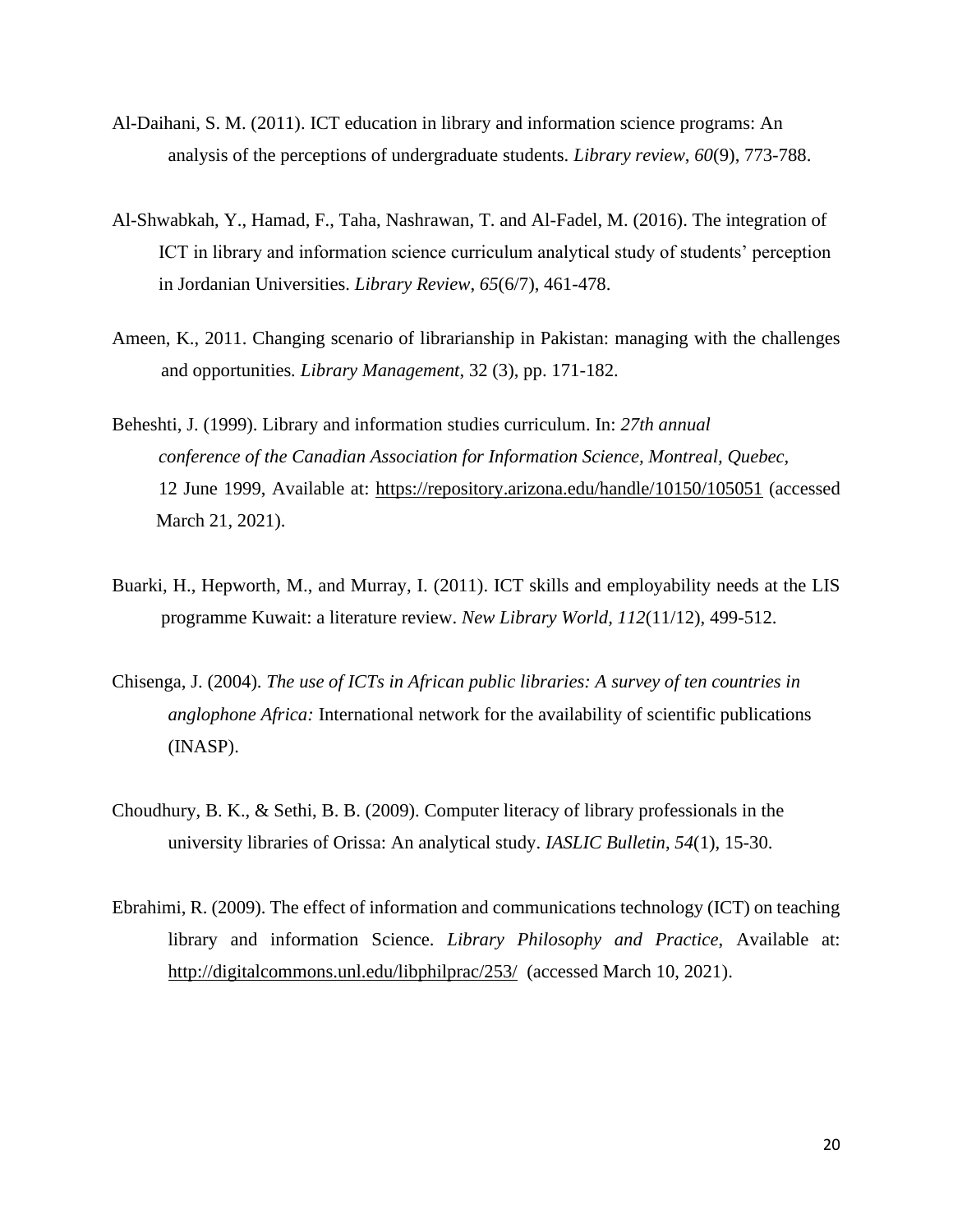Al-Daihani, S. M. (2011). ICT education in library and information science programs: An analysis of the perceptions of undergraduate students. *Library review*, *60*(9), 773-788.

Al-Shwabkah, Y., Hamad, F., Taha, Nashrawan, T. and Al-Fadel, M. (2016). The integration of ICT in library and information science curriculum analytical study of students' perception in Jordanian Universities. *Library Review*, *65*(6/7), 461-478.

Ameen, K., 2011. Changing scenario of librarianship in Pakistan: managing with the challenges and opportunities. *Library Management*, 32 (3), pp. 171-182.

Beheshti, J. (1999). Library and information studies curriculum. In: *27th annual conference of the Canadian Association for Information Science, Montreal, Quebec,* 12 June 1999, Available at: https://repository.arizona.edu/handle/10150/105051 (accessed March 21, 2021).

Buarki, H., Hepworth, M., and Murray, I. (2011). ICT skills and employability needs at the LIS programme Kuwait: a literature review. *New Library World, 112*(11/12), 499-512.

Chisenga, J. (2004). *The use of ICTs in African public libraries: A survey of ten countries in anglophone Africa:* International network for the availability of scientific publications (INASP).

Choudhury, B. K., & Sethi, B. B. (2009). Computer literacy of library professionals in the university libraries of Orissa: An analytical study. *IASLIC Bulletin, 54*(1), 15-30.

Ebrahimi, R. (2009). The effect of information and communications technology (ICT) on teaching library and information Science. *Library Philosophy and Practice*, Available at: http://digitalcommons.unl.edu/libphilprac/253/ (accessed March 10, 2021).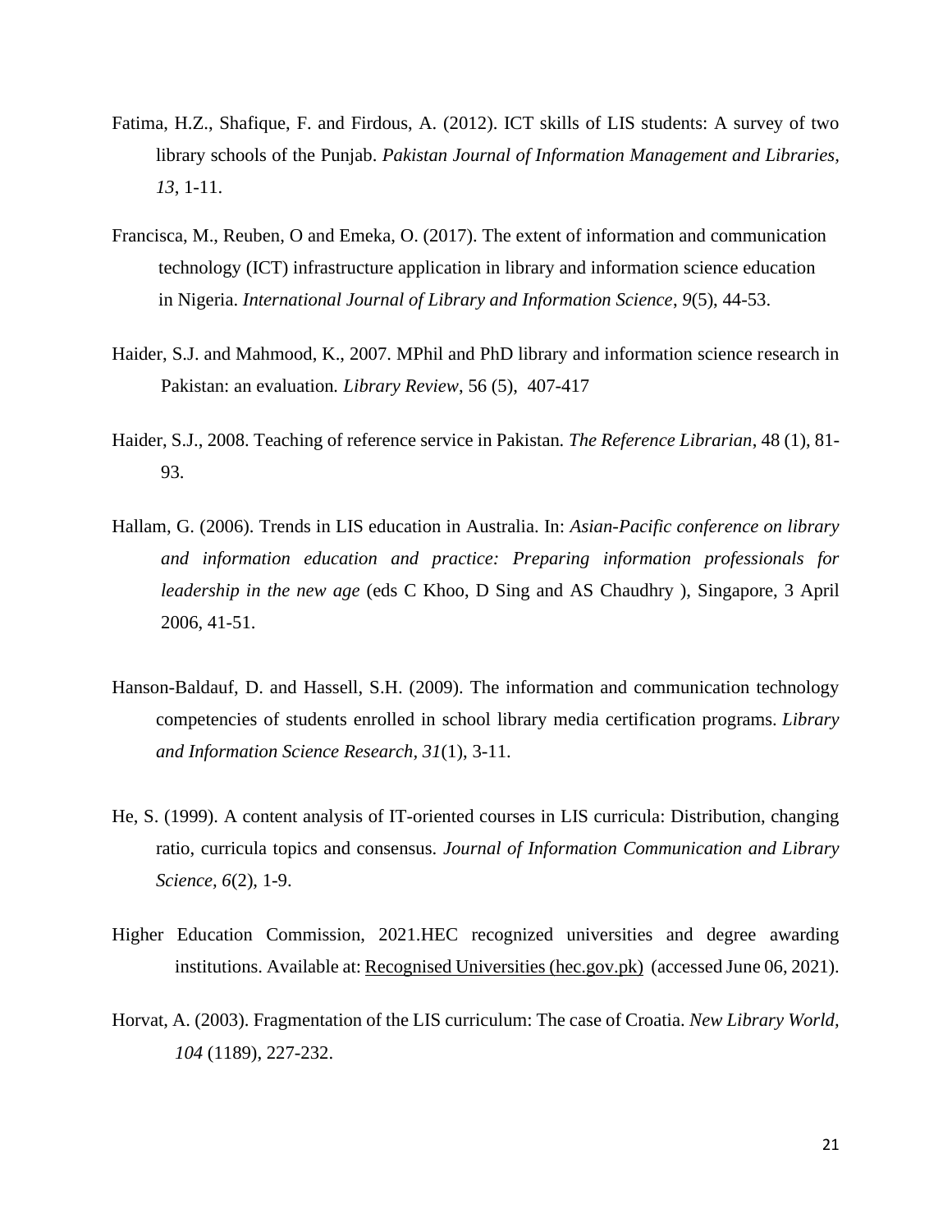Fatima, H.Z., Shafique, F. and Firdous, A. (2012). ICT skills of LIS students: A survey of two library schools of the Punjab. *Pakistan Journal of Information Management and Libraries, 13*, 1-11.

Francisca, M., Reuben, O and Emeka, O. (2017). The extent of information and communication technology (ICT) infrastructure application in library and information science education in Nigeria. *International Journal of Library and Information Science*, *9*(5), 44-53.

Haider, S.J. and Mahmood, K., 2007. MPhil and PhD library and information science research in Pakistan: an evaluation. *Library Review*, 56 (5), 407-417

Haider, S.J., 2008. Teaching of reference service in Pakistan. *The Reference Librarian*, 48 (1), 81-93.

Hallam, G. (2006). Trends in LIS education in Australia. In: *Asian-Pacific conference on library and information education and practice: Preparing information professionals for leadership in the new age* (eds C Khoo, D Sing and AS Chaudhry ), Singapore, 3 April 2006, 41-51.

Hanson-Baldauf, D. and Hassell, S.H. (2009). The information and communication technology competencies of students enrolled in school library media certification programs. *Library and Information Science Research*, *31*(1), 3-11.

He, S. (1999). A content analysis of IT-oriented courses in LIS curricula: Distribution, changing ratio, curricula topics and consensus. *Journal of Information Communication and Library Science, 6*(2), 1-9.

Higher Education Commission, 2021.HEC recognized universities and degree awarding institutions. Available at: Recognised Universities (hec.gov.pk) (accessed June 06, 2021).

Horvat, A. (2003). Fragmentation of the LIS curriculum: The case of Croatia. *New Library World, 104* (1189), 227-232.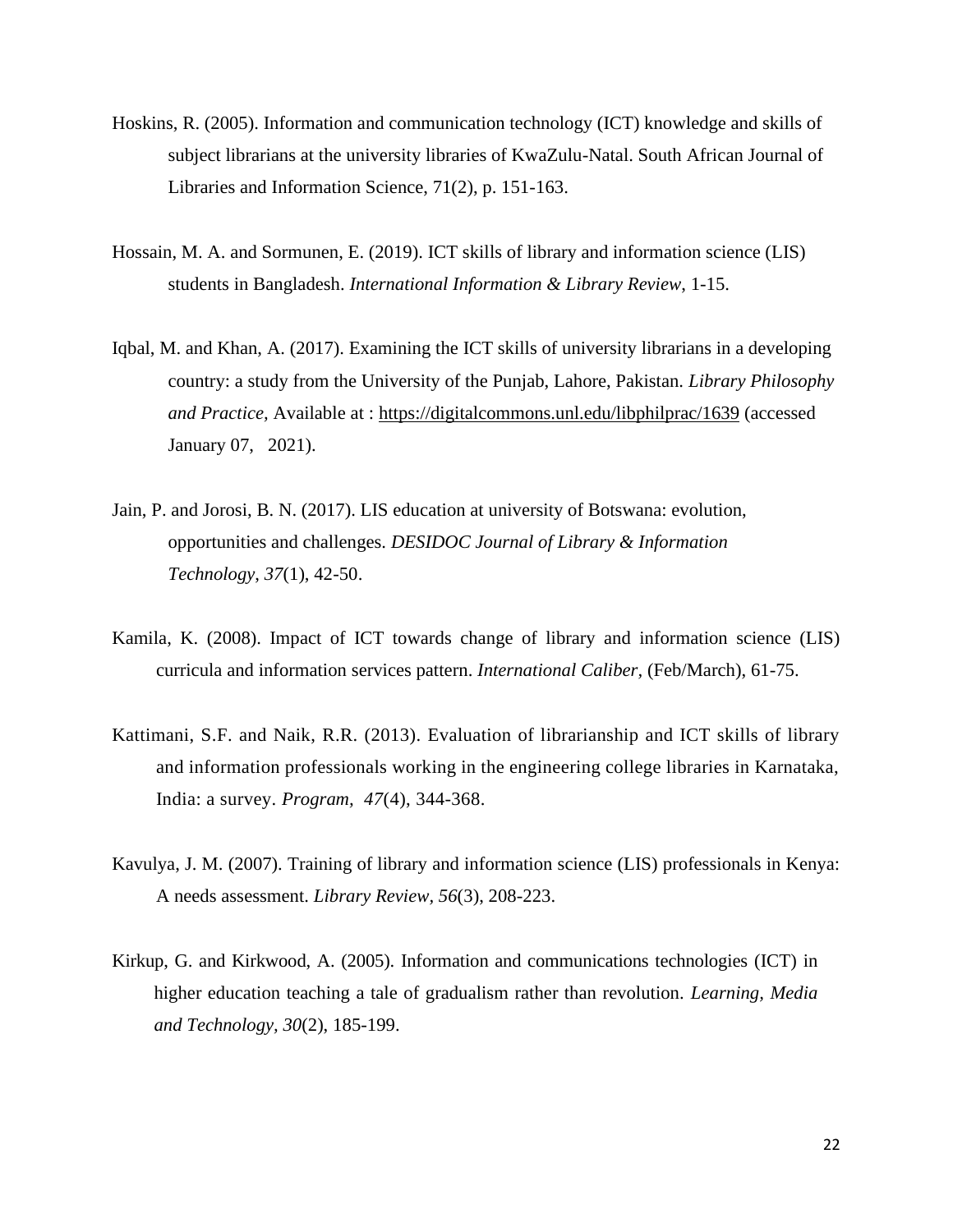Hoskins, R. (2005). Information and communication technology (ICT) knowledge and skills of subject librarians at the university libraries of KwaZulu-Natal. South African Journal of Libraries and Information Science, 71(2), p. 151-163.

Hossain, M. A. and Sormunen, E. (2019). ICT skills of library and information science (LIS) students in Bangladesh. *International Information & Library Review*, 1-15.

Iqbal, M. and Khan, A. (2017). Examining the ICT skills of university librarians in a developing country: a study from the University of the Punjab, Lahore, Pakistan. *Library Philosophy and Practice,* Available at : https://digitalcommons.unl.edu/libphilprac/1639 (accessed January 07, 2021).

Jain, P. and Jorosi, B. N. (2017). LIS education at university of Botswana: evolution, opportunities and challenges. *DESIDOC Journal of Library & Information Technology*, *37*(1), 42-50.

Kamila, K. (2008). Impact of ICT towards change of library and information science (LIS) curricula and information services pattern. *International Caliber,* (Feb/March), 61-75.

Kattimani, S.F. and Naik, R.R. (2013). Evaluation of librarianship and ICT skills of library and information professionals working in the engineering college libraries in Karnataka, India: a survey. *Program, 47*(4), 344-368.

Kavulya, J. M. (2007). Training of library and information science (LIS) professionals in Kenya: A needs assessment. *Library Review, 56*(3), 208-223.

Kirkup, G. and Kirkwood, A. (2005). Information and communications technologies (ICT) in higher education teaching a tale of gradualism rather than revolution. *Learning, Media and Technology*, *30*(2), 185-199.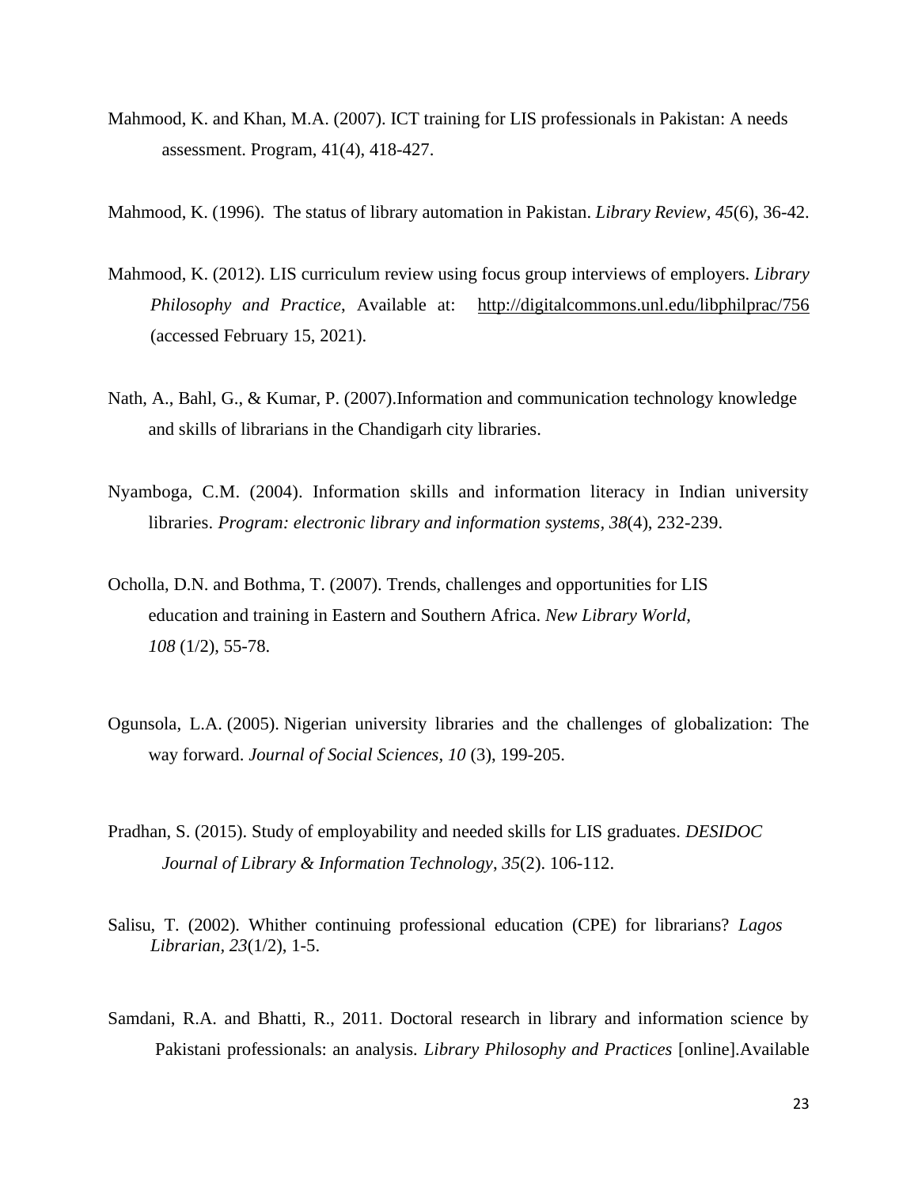Mahmood, K. and Khan, M.A. (2007). ICT training for LIS professionals in Pakistan: A needs assessment. Program, 41(4), 418-427.

Mahmood, K. (1996). The status of library automation in Pakistan. *Library Review*, *45*(6), 36-42.

Mahmood, K. (2012). LIS curriculum review using focus group interviews of employers. *Library Philosophy and Practice*, Available at: http://digitalcommons.unl.edu/libphilprac/756 (accessed February 15, 2021).

Nath, A., Bahl, G., & Kumar, P. (2007).Information and communication technology knowledge and skills of librarians in the Chandigarh city libraries.

Nyamboga, C.M. (2004). Information skills and information literacy in Indian university libraries. *Program: electronic library and information systems, 38*(4), 232-239.

Ocholla, D.N. and Bothma, T. (2007). Trends, challenges and opportunities for LIS education and training in Eastern and Southern Africa. *New Library World, 108* (1/2), 55-78.

Ogunsola, L.A. (2005). Nigerian university libraries and the challenges of globalization: The way forward. *Journal of Social Sciences, 10* (3), 199-205.

Pradhan, S. (2015). Study of employability and needed skills for LIS graduates. *DESIDOC Journal of Library & Information Technology*, *35*(2). 106-112.

Salisu, T. (2002). Whither continuing professional education (CPE) for librarians? *Lagos Librarian, 23*(1/2), 1-5.

Samdani, R.A. and Bhatti, R., 2011. Doctoral research in library and information science by Pakistani professionals: an analysis. *Library Philosophy and Practices* [online].Available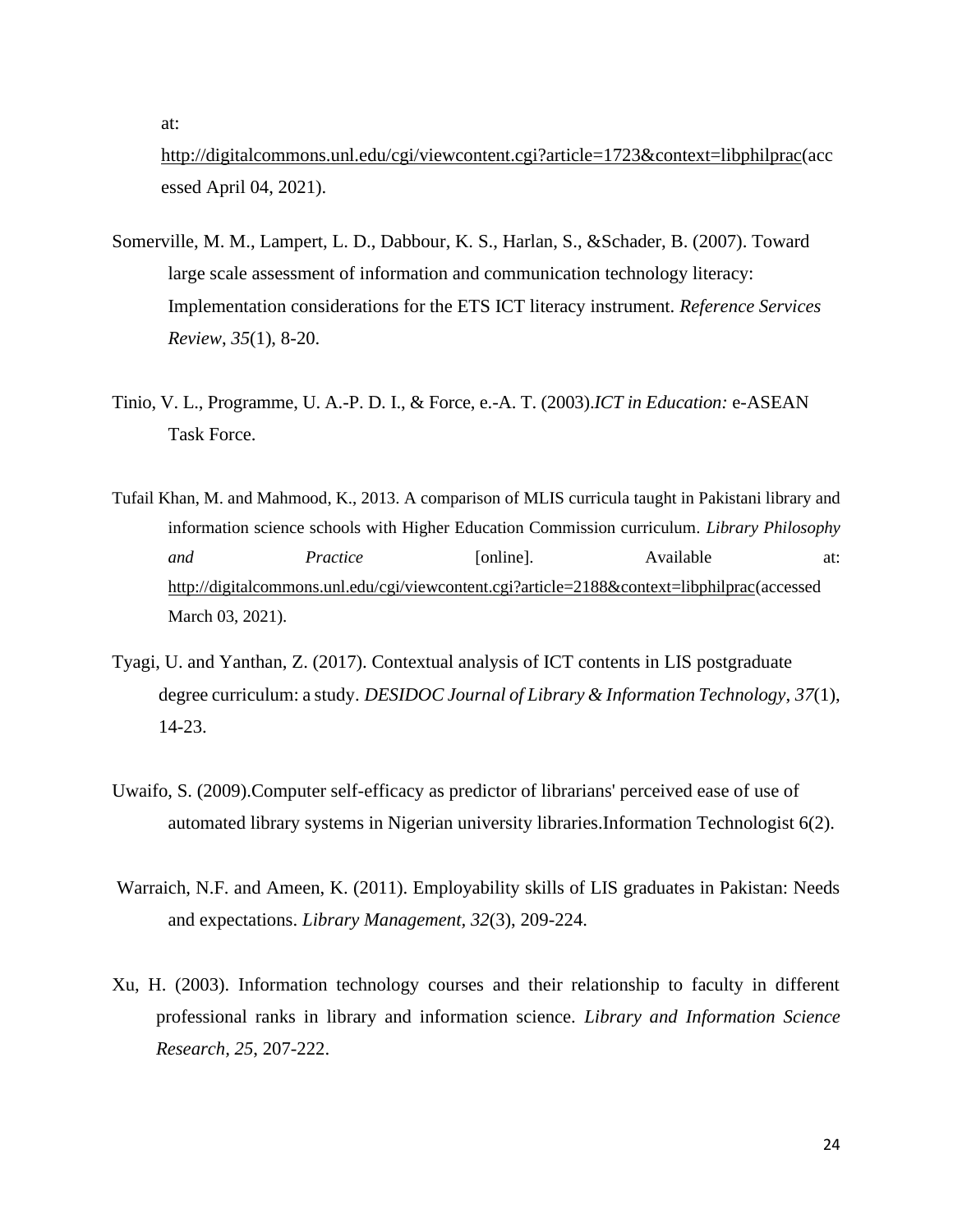at: http://digitalcommons.unl.edu/cgi/viewcontent.cgi?article=1723&context=libphilprac(accessed April 04, 2021).

Somerville, M. M., Lampert, L. D., Dabbour, K. S., Harlan, S., &Schader, B. (2007). Toward large scale assessment of information and communication technology literacy: Implementation considerations for the ETS ICT literacy instrument. *Reference Services Review*, *35*(1), 8-20.

Tinio, V. L., Programme, U. A.-P. D. I., & Force, e.-A. T. (2003).*ICT in Education:* e-ASEAN Task Force.

Tufail Khan, M. and Mahmood, K., 2013. A comparison of MLIS curricula taught in Pakistani library and information science schools with Higher Education Commission curriculum. *Library Philosophy and Practice* [online]. Available at: http://digitalcommons.unl.edu/cgi/viewcontent.cgi?article=2188&context=libphilprac(accessed March 03, 2021).

Tyagi, U. and Yanthan, Z. (2017). Contextual analysis of ICT contents in LIS postgraduate degree curriculum: a study. *DESIDOC Journal of Library & Information Technology*, *37*(1), 14-23.

Uwaifo, S. (2009).Computer self-efficacy as predictor of librarians' perceived ease of use of automated library systems in Nigerian university libraries.Information Technologist 6(2).

Warraich, N.F. and Ameen, K. (2011). Employability skills of LIS graduates in Pakistan: Needs and expectations. *Library Management*, *32*(3), 209-224.

Xu, H. (2003). Information technology courses and their relationship to faculty in different professional ranks in library and information science. *Library and Information Science Research*, *25*, 207-222.